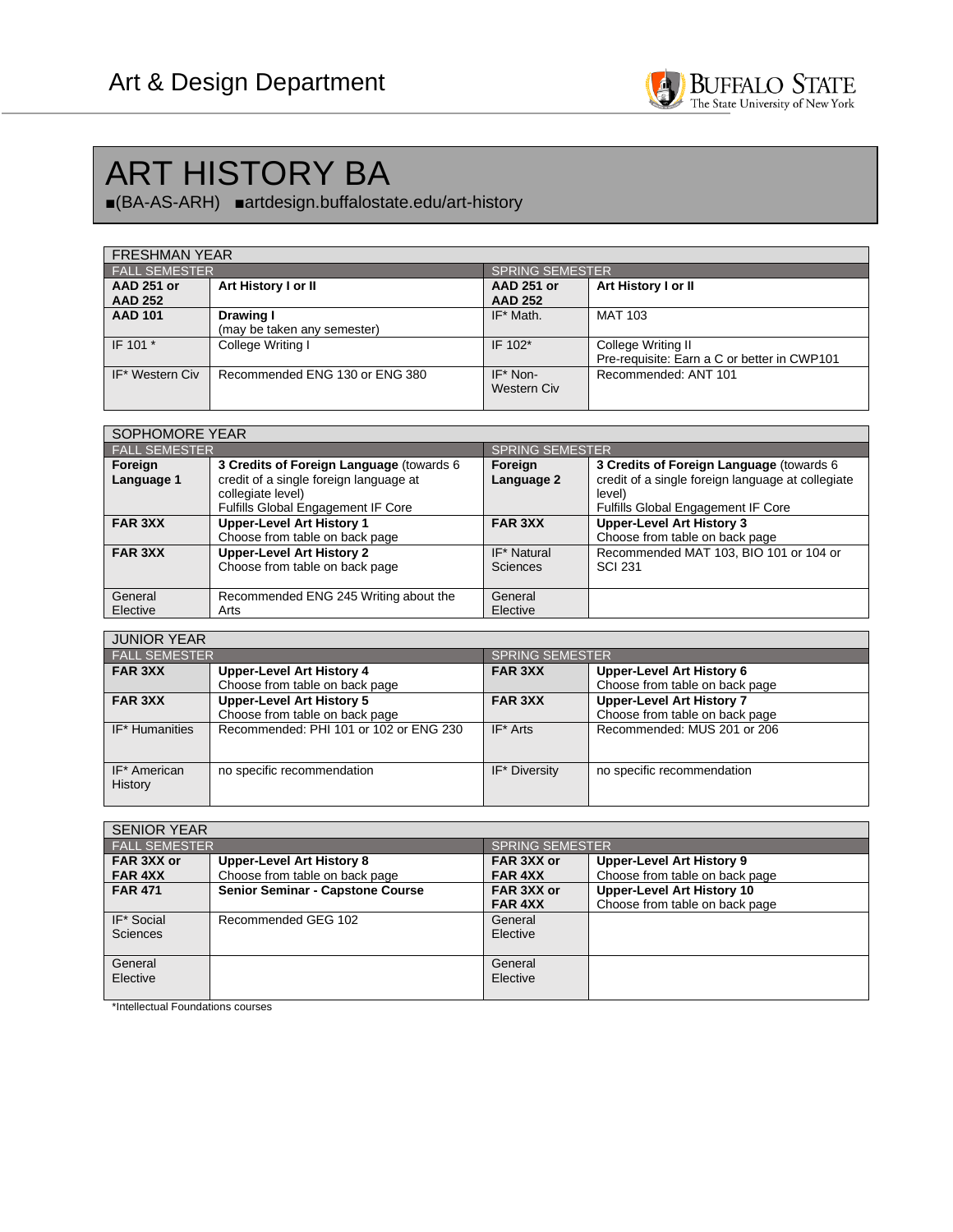Art & Design Department

# ART HISTORY BA

■(BA-AS-ARH) ■artdesign.buffalostate.edu/art-history

| FRESHMAN YEAR | | | |
|---|---|---|---|
| FALL SEMESTER | | SPRING SEMESTER | |
| **AAD 251 or AAD 252** | **Art History I or II** | **AAD 251 or AAD 252** | **Art History I or II** |
| **AAD 101** | **Drawing I** (may be taken any semester) | IF* Math. | MAT 103 |
| IF 101 * | College Writing I | IF 102* | College Writing II Pre-requisite: Earn a C or better in CWP101 |
| IF* Western Civ | Recommended ENG 130 or ENG 380 | IF* Non-Western Civ | Recommended: ANT 101 |

| SOPHOMORE YEAR | | | |
|---|---|---|---|
| FALL SEMESTER | | SPRING SEMESTER | |
| **Foreign Language 1** | **3 Credits of Foreign Language** (towards 6 credit of a single foreign language at collegiate level) Fulfills Global Engagement IF Core | **Foreign Language 2** | **3 Credits of Foreign Language** (towards 6 credit of a single foreign language at collegiate level) Fulfills Global Engagement IF Core |
| **FAR 3XX** | **Upper-Level Art History 1** Choose from table on back page | **FAR 3XX** | **Upper-Level Art History 3** Choose from table on back page |
| **FAR 3XX** | **Upper-Level Art History 2** Choose from table on back page | IF* Natural Sciences | Recommended MAT 103, BIO 101 or 104 or SCI 231 |
| General Elective | Recommended ENG 245 Writing about the Arts | General Elective | |

| JUNIOR YEAR | | | |
|---|---|---|---|
| FALL SEMESTER | | SPRING SEMESTER | |
| **FAR 3XX** | **Upper-Level Art History 4** Choose from table on back page | **FAR 3XX** | **Upper-Level Art History 6** Choose from table on back page |
| **FAR 3XX** | **Upper-Level Art History 5** Choose from table on back page | **FAR 3XX** | **Upper-Level Art History 7** Choose from table on back page |
| IF* Humanities | Recommended: PHI 101 or 102 or ENG 230 | IF* Arts | Recommended: MUS 201 or 206 |
| IF* American History | no specific recommendation | IF* Diversity | no specific recommendation |

| SENIOR YEAR | | | |
|---|---|---|---|
| FALL SEMESTER | | SPRING SEMESTER | |
| **FAR 3XX or FAR 4XX** | **Upper-Level Art History 8** Choose from table on back page | **FAR 3XX or FAR 4XX** | **Upper-Level Art History 9** Choose from table on back page |
| **FAR 471** | **Senior Seminar - Capstone Course** | **FAR 3XX or FAR 4XX** | **Upper-Level Art History 10** Choose from table on back page |
| IF* Social Sciences | Recommended GEG 102 | General Elective | |
| General Elective | | General Elective | |

*Intellectual Foundations courses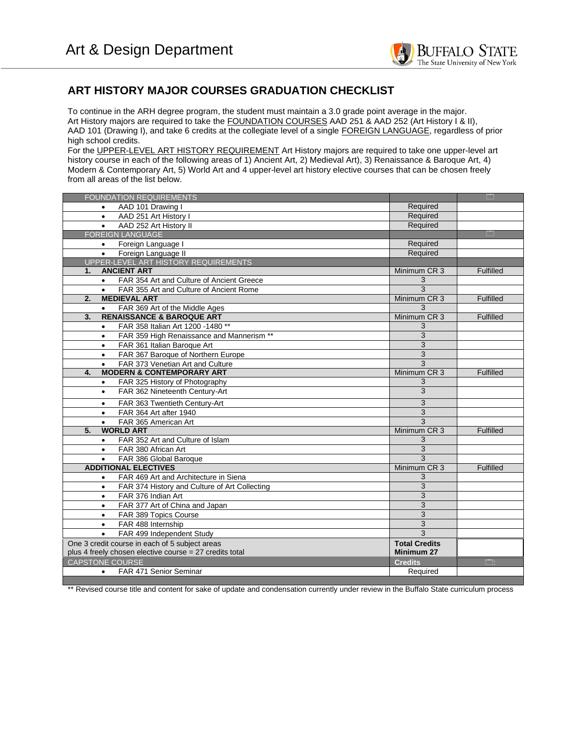# Art & Design Department

## ART HISTORY MAJOR COURSES GRADUATION CHECKLIST

To continue in the ARH degree program, the student must maintain a 3.0 grade point average in the major.
Art History majors are required to take the FOUNDATION COURSES AAD 251 & AAD 252 (Art History I & II), AAD 101 (Drawing I), and take 6 credits at the collegiate level of a single FOREIGN LANGUAGE, regardless of prior high school credits.
For the UPPER-LEVEL ART HISTORY REQUIREMENT Art History majors are required to take one upper-level art history course in each of the following areas of 1) Ancient Art, 2) Medieval Art), 3) Renaissance & Baroque Art, 4) Modern & Contemporary Art, 5) World Art and 4 upper-level art history elective courses that can be chosen freely from all areas of the list below.

| FOUNDATION REQUIREMENTS | | ☐ |
|---|---|---|
| • AAD 101 Drawing I | Required | |
| • AAD 251 Art History I | Required | |
| • AAD 252 Art History II | Required | |
| FOREIGN LANGUAGE | | ☐ |
| • Foreign Language I | Required | |
| • Foreign Language II | Required | |
| UPPER-LEVEL ART HISTORY REQUIREMENTS | | |
| **1. ANCIENT ART** | Minimum CR 3 | Fulfilled |
| • FAR 354 Art and Culture of Ancient Greece | 3 | |
| • FAR 355 Art and Culture of Ancient Rome | 3 | |
| **2. MEDIEVAL ART** | Minimum CR 3 | Fulfilled |
| • FAR 369 Art of the Middle Ages | 3 | |
| **3. RENAISSANCE & BAROQUE ART** | Minimum CR 3 | Fulfilled |
| • FAR 358 Italian Art 1200 -1480 ** | 3 | |
| • FAR 359 High Renaissance and Mannerism ** | 3 | |
| • FAR 361 Italian Baroque Art | 3 | |
| • FAR 367 Baroque of Northern Europe | 3 | |
| • FAR 373 Venetian Art and Culture | 3 | |
| **4. MODERN & CONTEMPORARY ART** | Minimum CR 3 | Fulfilled |
| • FAR 325 History of Photography | 3 | |
| • FAR 362 Nineteenth Century-Art | 3 | |
| • FAR 363 Twentieth Century-Art | 3 | |
| • FAR 364 Art after 1940 | 3 | |
| • FAR 365 American Art | 3 | |
| **5. WORLD ART** | Minimum CR 3 | Fulfilled |
| • FAR 352 Art and Culture of Islam | 3 | |
| • FAR 380 African Art | 3 | |
| • FAR 386 Global Baroque | 3 | |
| **ADDITIONAL ELECTIVES** | Minimum CR 3 | Fulfilled |
| • FAR 469 Art and Architecture in Siena | 3 | |
| • FAR 374 History and Culture of Art Collecting | 3 | |
| • FAR 376 Indian Art | 3 | |
| • FAR 377 Art of China and Japan | 3 | |
| • FAR 389 Topics Course | 3 | |
| • FAR 488 Internship | 3 | |
| • FAR 499 Independent Study | 3 | |
| One 3 credit course in each of 5 subject areas plus 4 freely chosen elective course = 27 credits total | **Total Credits Minimum 27** | |
| CAPSTONE COURSE | **Credits** | ☐ |
| • FAR 471 Senior Seminar | Required | |

** Revised course title and content for sake of update and condensation currently under review in the Buffalo State curriculum process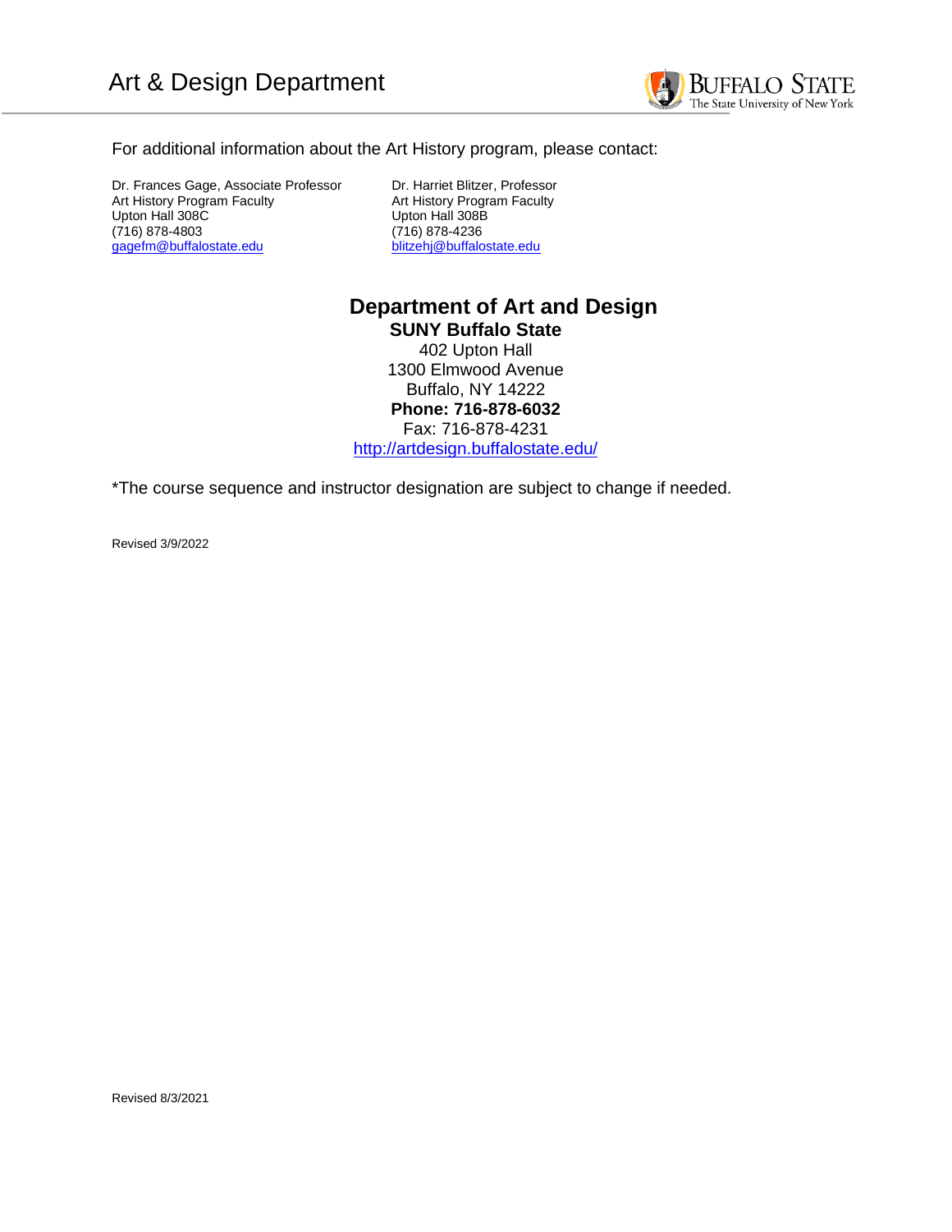For additional information about the Art History program, please contact:

Dr. Frances Gage, Associate Professor
Art History Program Faculty
Upton Hall 308C
(716) 878-4803
gagefm@buffalostate.edu

Dr. Harriet Blitzer, Professor
Art History Program Faculty
Upton Hall 308B
(716) 878-4236
blitzehj@buffalostate.edu

## Department of Art and Design

**SUNY Buffalo State**
402 Upton Hall
1300 Elmwood Avenue
Buffalo, NY 14222
**Phone: 716-878-6032**
Fax: 716-878-4231
http://artdesign.buffalostate.edu/

*The course sequence and instructor designation are subject to change if needed.

Revised 3/9/2022

Revised 8/3/2021